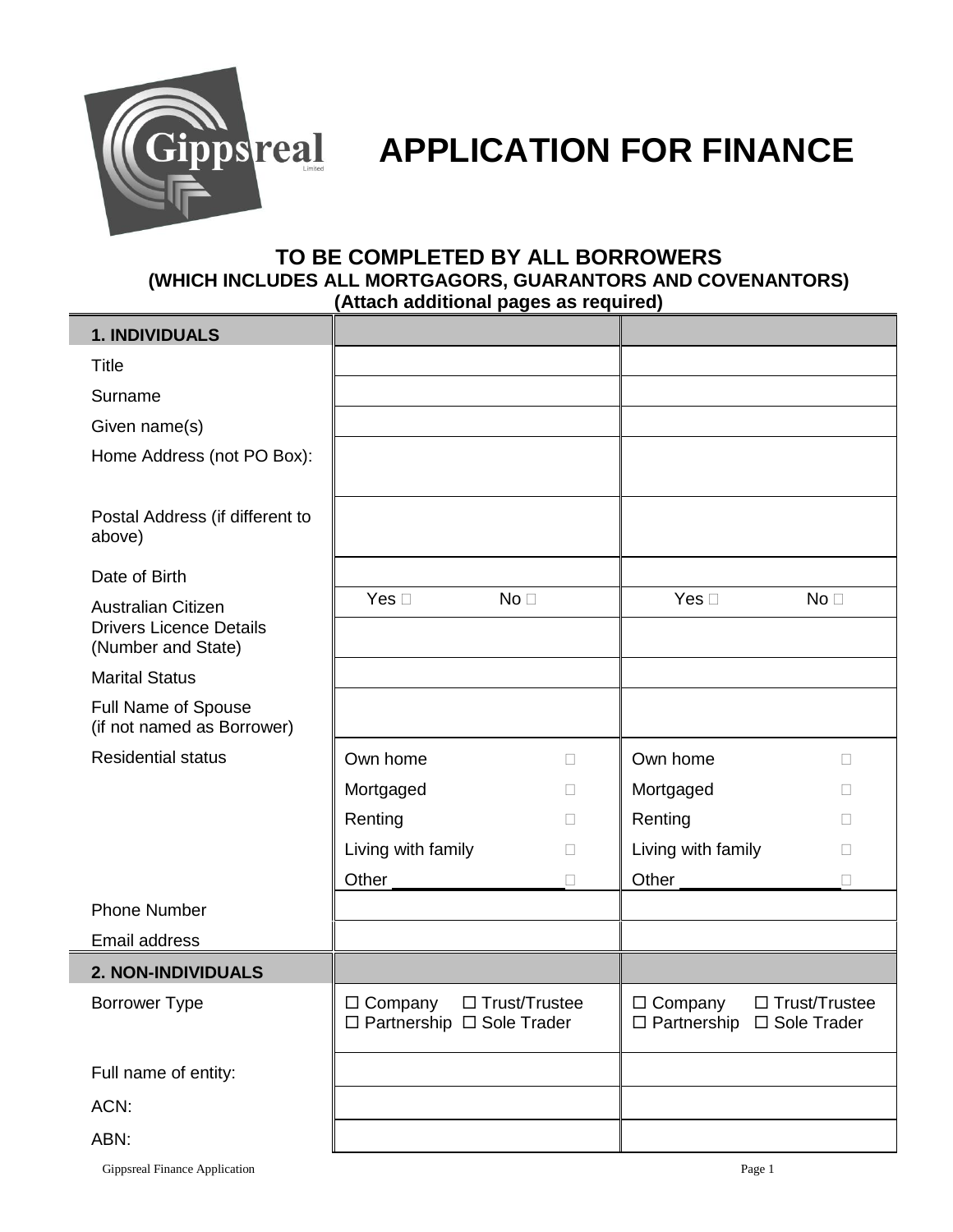# APPLICATION FOR FINANCE

**TO BE COMPLETED BY ALL BORROWERS**
**(WHICH INCLUDES ALL MORTGAGORS, GUARANTORS AND COVENANTORS)**
**(Attach additional pages as required)**

| **1. INDIVIDUALS** | | |
|---|---|---|
| Title | | |
| Surname | | |
| Given name(s) | | |
| Home Address (not PO Box): | | |
| Postal Address (if different to above) | | |
| Date of Birth | | |
| Australian Citizen | Yes ☐ No ☐ | Yes ☐ No ☐ |
| Drivers Licence Details (Number and State) | | |
| Marital Status | | |
| Full Name of Spouse (if not named as Borrower) | | |
| Residential status | Own home ☐<br>Mortgaged ☐<br>Renting ☐<br>Living with family ☐<br>Other __________ ☐ | Own home ☐<br>Mortgaged ☐<br>Renting ☐<br>Living with family ☐<br>Other __________ ☐ |
| Phone Number | | |
| Email address | | |
| **2. NON-INDIVIDUALS** | | |
| Borrower Type | ☐ Company ☐ Trust/Trustee<br>☐ Partnership ☐ Sole Trader | ☐ Company ☐ Trust/Trustee<br>☐ Partnership ☐ Sole Trader |
| Full name of entity: | | |
| ACN: | | |
| ABN: | | |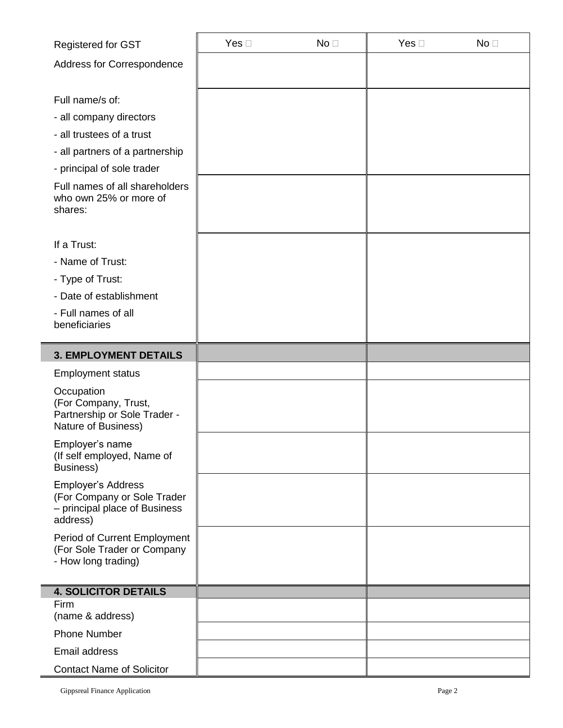| | | |
|---|---|---|
| Registered for GST | Yes ☐ No ☐ | Yes ☐ No ☐ |
| Address for Correspondence | | |
| Full name/s of:<br>- all company directors<br>- all trustees of a trust<br>- all partners of a partnership<br>- principal of sole trader | | |
| Full names of all shareholders who own 25% or more of shares: | | |
| If a Trust:<br>- Name of Trust:<br>- Type of Trust:<br>- Date of establishment<br>- Full names of all beneficiaries | | |
| **3. EMPLOYMENT DETAILS** | | |
| Employment status | | |
| Occupation<br>(For Company, Trust, Partnership or Sole Trader - Nature of Business) | | |
| Employer's name<br>(If self employed, Name of Business) | | |
| Employer's Address<br>(For Company or Sole Trader – principal place of Business address) | | |
| Period of Current Employment<br>(For Sole Trader or Company - How long trading) | | |
| **4. SOLICITOR DETAILS** | | |
| Firm<br>(name & address) | | |
| Phone Number | | |
| Email address | | |
| Contact Name of Solicitor | | |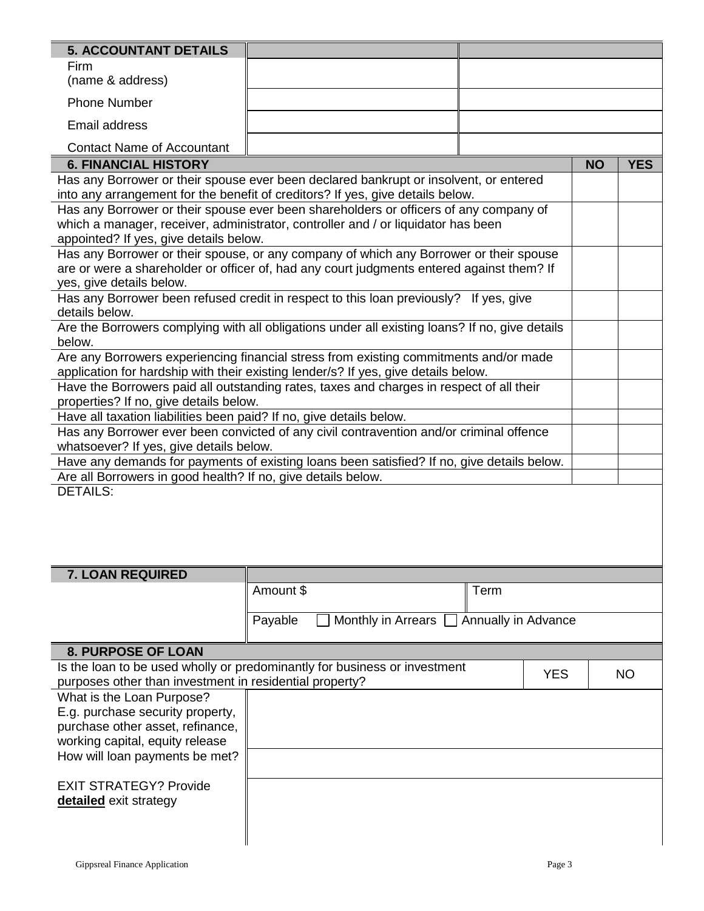| 5. ACCOUNTANT DETAILS | | |
|---|---|---|
| Firm (name & address) | | |
| Phone Number | | |
| Email address | | |
| Contact Name of Accountant | | |

| 6. FINANCIAL HISTORY | NO | YES |
|---|---|---|
| Has any Borrower or their spouse ever been declared bankrupt or insolvent, or entered into any arrangement for the benefit of creditors? If yes, give details below. | | |
| Has any Borrower or their spouse ever been shareholders or officers of any company of which a manager, receiver, administrator, controller and / or liquidator has been appointed? If yes, give details below. | | |
| Has any Borrower or their spouse, or any company of which any Borrower or their spouse are or were a shareholder or officer of, had any court judgments entered against them? If yes, give details below. | | |
| Has any Borrower been refused credit in respect to this loan previously? If yes, give details below. | | |
| Are the Borrowers complying with all obligations under all existing loans? If no, give details below. | | |
| Are any Borrowers experiencing financial stress from existing commitments and/or made application for hardship with their existing lender/s? If yes, give details below. | | |
| Have the Borrowers paid all outstanding rates, taxes and charges in respect of all their properties? If no, give details below. | | |
| Have all taxation liabilities been paid? If no, give details below. | | |
| Has any Borrower ever been convicted of any civil contravention and/or criminal offence whatsoever? If yes, give details below. | | |
| Have any demands for payments of existing loans been satisfied? If no, give details below. | | |
| Are all Borrowers in good health? If no, give details below. | | |

DETAILS:

| 7. LOAN REQUIRED | | |
|---|---|---|
| | Amount $ | Term |
| | Payable ☐ Monthly in Arrears ☐ Annually in Advance | |

| 8. PURPOSE OF LOAN | | |
|---|---|---|
| Is the loan to be used wholly or predominantly for business or investment purposes other than investment in residential property? | YES | NO |

| | |
|---|---|
| What is the Loan Purpose? E.g. purchase security property, purchase other asset, refinance, working capital, equity release | |
| How will loan payments be met? | |
| EXIT STRATEGY? Provide **detailed** exit strategy | |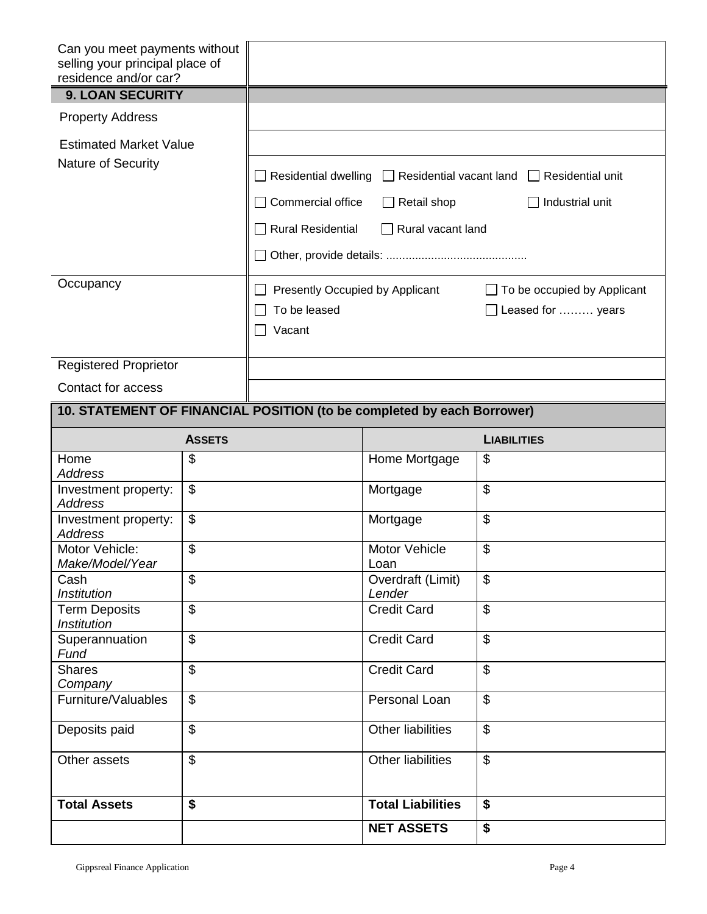| Can you meet payments without selling your principal place of residence and/or car? | |
|---|---|
| **9. LOAN SECURITY** | |
| Property Address | |
| Estimated Market Value | |
| Nature of Security | ☐ Residential dwelling ☐ Residential vacant land ☐ Residential unit<br>☐ Commercial office ☐ Retail shop ☐ Industrial unit<br>☐ Rural Residential ☐ Rural vacant land<br>☐ Other, provide details: ........................................... |
| Occupancy | ☐ Presently Occupied by Applicant ☐ To be occupied by Applicant<br>☐ To be leased ☐ Leased for ……… years<br>☐ Vacant |
| Registered Proprietor | |
| Contact for access | |

## 10. STATEMENT OF FINANCIAL POSITION (to be completed by each Borrower)

| **ASSETS** | | **LIABILITIES** | |
|---|---|---|---|
| Home<br>*Address* | $ | Home Mortgage | $ |
| Investment property:<br>*Address* | $ | Mortgage | $ |
| Investment property:<br>*Address* | $ | Mortgage | $ |
| Motor Vehicle:<br>*Make/Model/Year* | $ | Motor Vehicle Loan | $ |
| Cash<br>*Institution* | $ | Overdraft (Limit)<br>*Lender* | $ |
| Term Deposits<br>*Institution* | $ | Credit Card | $ |
| Superannuation<br>*Fund* | $ | Credit Card | $ |
| Shares<br>*Company* | $ | Credit Card | $ |
| Furniture/Valuables | $ | Personal Loan | $ |
| Deposits paid | $ | Other liabilities | $ |
| Other assets | $ | Other liabilities | $ |
| **Total Assets** | **$** | **Total Liabilities** | **$** |
| | | **NET ASSETS** | **$** |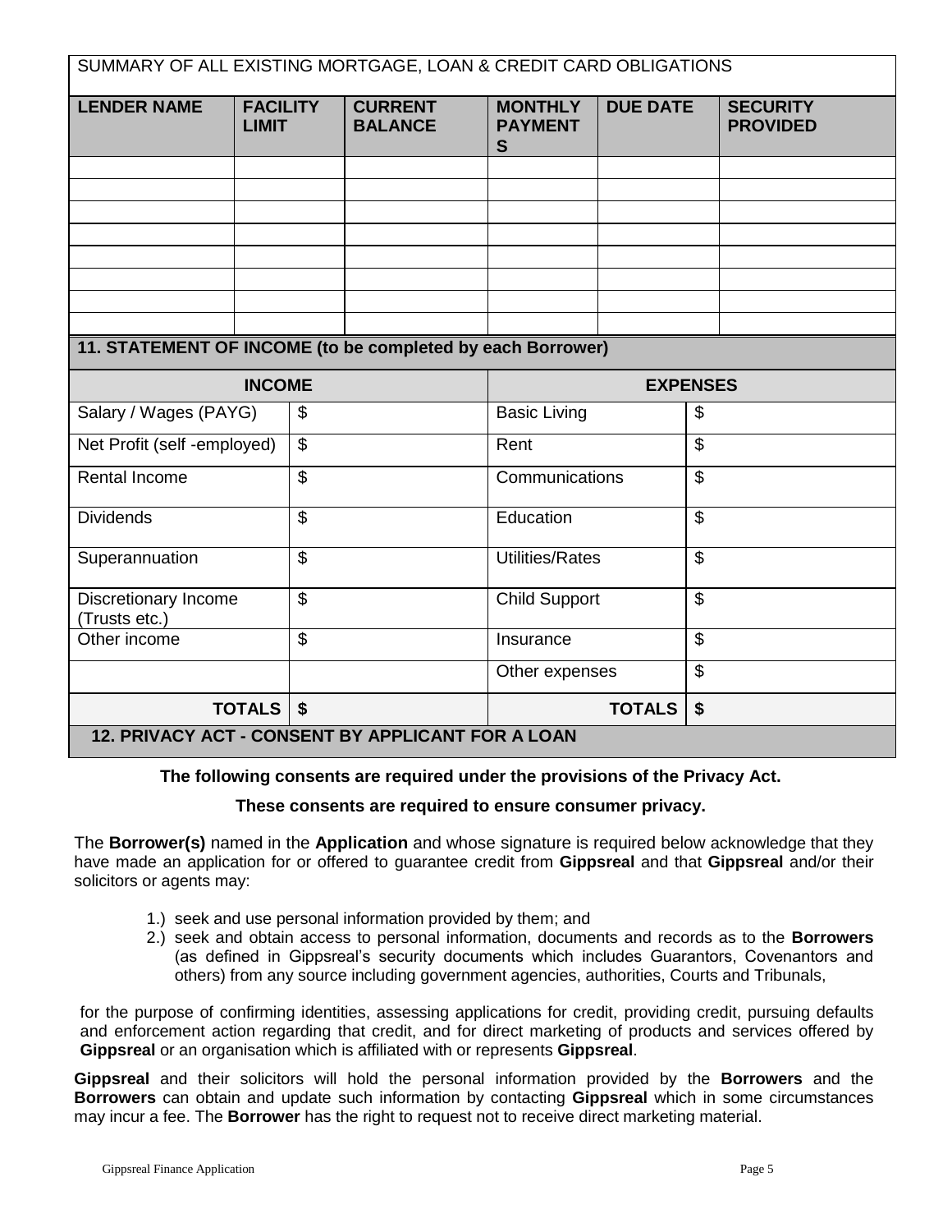## SUMMARY OF ALL EXISTING MORTGAGE, LOAN & CREDIT CARD OBLIGATIONS

| LENDER NAME | FACILITY LIMIT | CURRENT BALANCE | MONTHLY PAYMENTS | DUE DATE | SECURITY PROVIDED |
|---|---|---|---|---|---|
| | | | | | |
| | | | | | |
| | | | | | |
| | | | | | |
| | | | | | |
| | | | | | |
| | | | | | |
| | | | | | |

## 11. STATEMENT OF INCOME (to be completed by each Borrower)

| INCOME | | EXPENSES | |
|---|---|---|---|
| Salary / Wages (PAYG) | $ | Basic Living | $ |
| Net Profit (self -employed) | $ | Rent | $ |
| Rental Income | $ | Communications | $ |
| Dividends | $ | Education | $ |
| Superannuation | $ | Utilities/Rates | $ |
| Discretionary Income (Trusts etc.) | $ | Child Support | $ |
| Other income | $ | Insurance | $ |
| | | Other expenses | $ |
| **TOTALS** | **$** | **TOTALS** | **$** |

## 12. PRIVACY ACT - CONSENT BY APPLICANT FOR A LOAN

**The following consents are required under the provisions of the Privacy Act.**

**These consents are required to ensure consumer privacy.**

The **Borrower(s)** named in the **Application** and whose signature is required below acknowledge that they have made an application for or offered to guarantee credit from **Gippsreal** and that **Gippsreal** and/or their solicitors or agents may:

1.) seek and use personal information provided by them; and
2.) seek and obtain access to personal information, documents and records as to the **Borrowers** (as defined in Gippsreal's security documents which includes Guarantors, Covenantors and others) from any source including government agencies, authorities, Courts and Tribunals,

for the purpose of confirming identities, assessing applications for credit, providing credit, pursuing defaults and enforcement action regarding that credit, and for direct marketing of products and services offered by **Gippsreal** or an organisation which is affiliated with or represents **Gippsreal**.

**Gippsreal** and their solicitors will hold the personal information provided by the **Borrowers** and the **Borrowers** can obtain and update such information by contacting **Gippsreal** which in some circumstances may incur a fee. The **Borrower** has the right to request not to receive direct marketing material.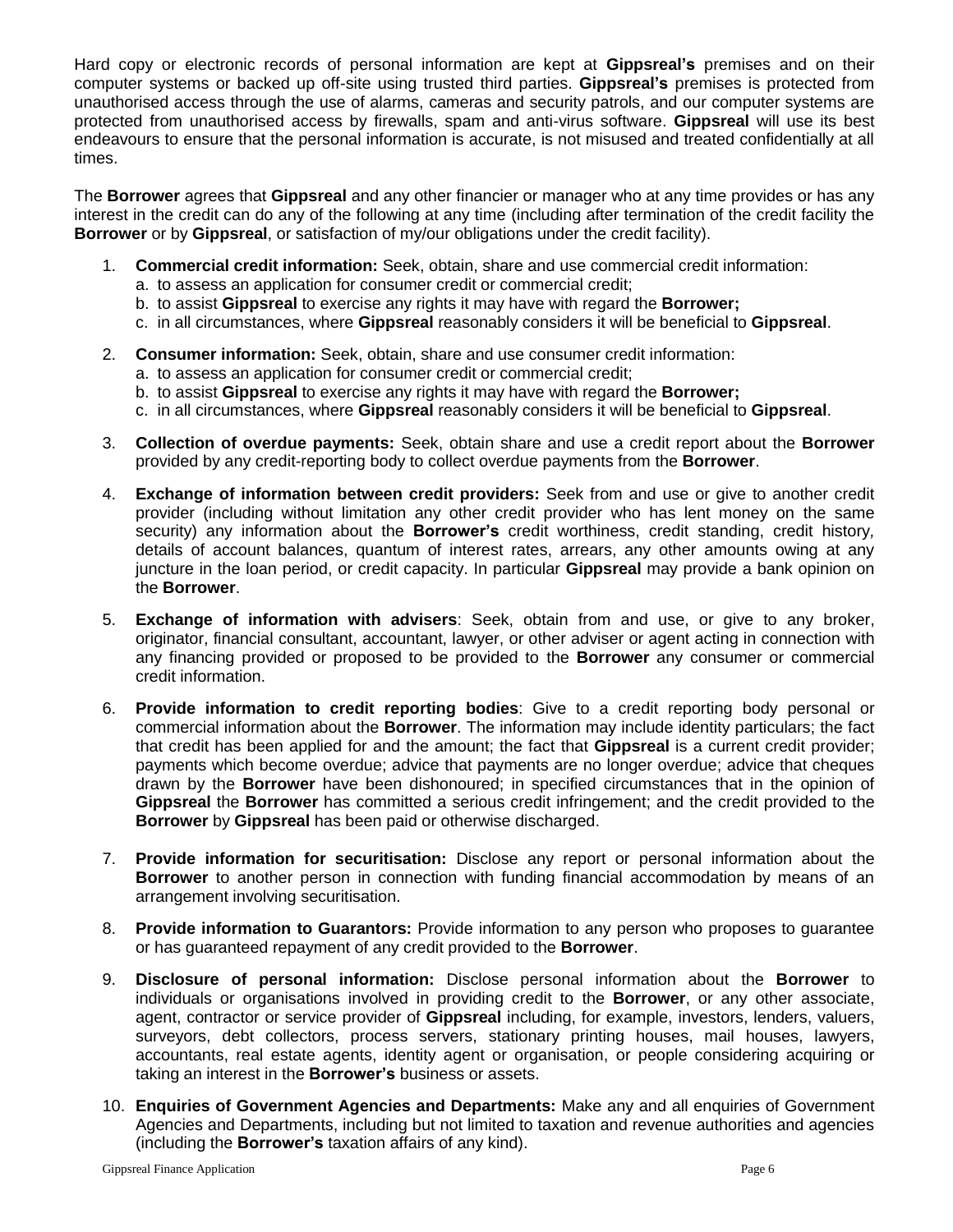Hard copy or electronic records of personal information are kept at **Gippsreal's** premises and on their computer systems or backed up off-site using trusted third parties. **Gippsreal's** premises is protected from unauthorised access through the use of alarms, cameras and security patrols, and our computer systems are protected from unauthorised access by firewalls, spam and anti-virus software. **Gippsreal** will use its best endeavours to ensure that the personal information is accurate, is not misused and treated confidentially at all times.

The **Borrower** agrees that **Gippsreal** and any other financier or manager who at any time provides or has any interest in the credit can do any of the following at any time (including after termination of the credit facility the **Borrower** or by **Gippsreal**, or satisfaction of my/our obligations under the credit facility).

1. **Commercial credit information:** Seek, obtain, share and use commercial credit information:
   a. to assess an application for consumer credit or commercial credit;
   b. to assist **Gippsreal** to exercise any rights it may have with regard the **Borrower;**
   c. in all circumstances, where **Gippsreal** reasonably considers it will be beneficial to **Gippsreal**.

2. **Consumer information:** Seek, obtain, share and use consumer credit information:
   a. to assess an application for consumer credit or commercial credit;
   b. to assist **Gippsreal** to exercise any rights it may have with regard the **Borrower;**
   c. in all circumstances, where **Gippsreal** reasonably considers it will be beneficial to **Gippsreal**.

3. **Collection of overdue payments:** Seek, obtain share and use a credit report about the **Borrower** provided by any credit-reporting body to collect overdue payments from the **Borrower**.

4. **Exchange of information between credit providers:** Seek from and use or give to another credit provider (including without limitation any other credit provider who has lent money on the same security) any information about the **Borrower's** credit worthiness, credit standing, credit history, details of account balances, quantum of interest rates, arrears, any other amounts owing at any juncture in the loan period, or credit capacity. In particular **Gippsreal** may provide a bank opinion on the **Borrower**.

5. **Exchange of information with advisers**: Seek, obtain from and use, or give to any broker, originator, financial consultant, accountant, lawyer, or other adviser or agent acting in connection with any financing provided or proposed to be provided to the **Borrower** any consumer or commercial credit information.

6. **Provide information to credit reporting bodies**: Give to a credit reporting body personal or commercial information about the **Borrower**. The information may include identity particulars; the fact that credit has been applied for and the amount; the fact that **Gippsreal** is a current credit provider; payments which become overdue; advice that payments are no longer overdue; advice that cheques drawn by the **Borrower** have been dishonoured; in specified circumstances that in the opinion of **Gippsreal** the **Borrower** has committed a serious credit infringement; and the credit provided to the **Borrower** by **Gippsreal** has been paid or otherwise discharged.

7. **Provide information for securitisation:** Disclose any report or personal information about the **Borrower** to another person in connection with funding financial accommodation by means of an arrangement involving securitisation.

8. **Provide information to Guarantors:** Provide information to any person who proposes to guarantee or has guaranteed repayment of any credit provided to the **Borrower**.

9. **Disclosure of personal information:** Disclose personal information about the **Borrower** to individuals or organisations involved in providing credit to the **Borrower**, or any other associate, agent, contractor or service provider of **Gippsreal** including, for example, investors, lenders, valuers, surveyors, debt collectors, process servers, stationary printing houses, mail houses, lawyers, accountants, real estate agents, identity agent or organisation, or people considering acquiring or taking an interest in the **Borrower's** business or assets.

10. **Enquiries of Government Agencies and Departments:** Make any and all enquiries of Government Agencies and Departments, including but not limited to taxation and revenue authorities and agencies (including the **Borrower's** taxation affairs of any kind).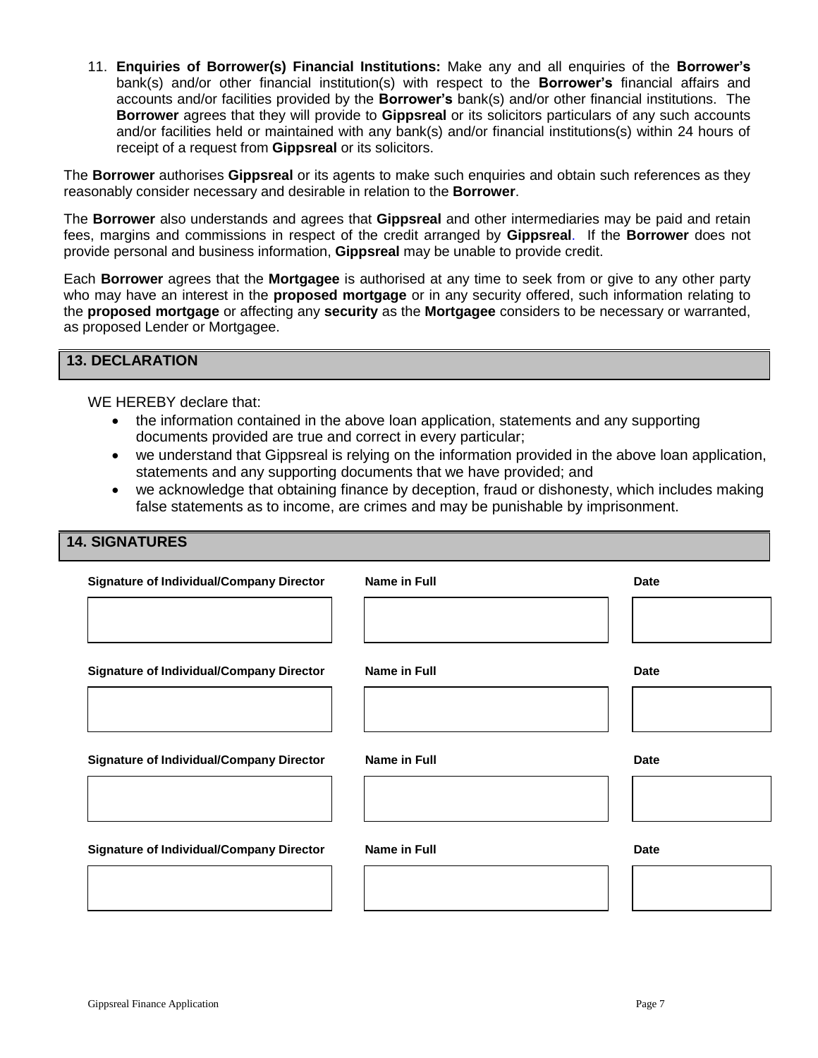11. **Enquiries of Borrower(s) Financial Institutions:** Make any and all enquiries of the **Borrower's** bank(s) and/or other financial institution(s) with respect to the **Borrower's** financial affairs and accounts and/or facilities provided by the **Borrower's** bank(s) and/or other financial institutions. The **Borrower** agrees that they will provide to **Gippsreal** or its solicitors particulars of any such accounts and/or facilities held or maintained with any bank(s) and/or financial institutions(s) within 24 hours of receipt of a request from **Gippsreal** or its solicitors.

The **Borrower** authorises **Gippsreal** or its agents to make such enquiries and obtain such references as they reasonably consider necessary and desirable in relation to the **Borrower**.

The **Borrower** also understands and agrees that **Gippsreal** and other intermediaries may be paid and retain fees, margins and commissions in respect of the credit arranged by **Gippsreal**. If the **Borrower** does not provide personal and business information, **Gippsreal** may be unable to provide credit.

Each **Borrower** agrees that the **Mortgagee** is authorised at any time to seek from or give to any other party who may have an interest in the **proposed mortgage** or in any security offered, such information relating to the **proposed mortgage** or affecting any **security** as the **Mortgagee** considers to be necessary or warranted, as proposed Lender or Mortgagee.

## 13. DECLARATION

WE HEREBY declare that:

- the information contained in the above loan application, statements and any supporting documents provided are true and correct in every particular;
- we understand that Gippsreal is relying on the information provided in the above loan application, statements and any supporting documents that we have provided; and
- we acknowledge that obtaining finance by deception, fraud or dishonesty, which includes making false statements as to income, are crimes and may be punishable by imprisonment.

## 14. SIGNATURES

| Signature of Individual/Company Director | Name in Full | Date |
|---|---|---|
| | | |

| Signature of Individual/Company Director | Name in Full | Date |
|---|---|---|
| | | |

| Signature of Individual/Company Director | Name in Full | Date |
|---|---|---|
| | | |

| Signature of Individual/Company Director | Name in Full | Date |
|---|---|---|
| | | |